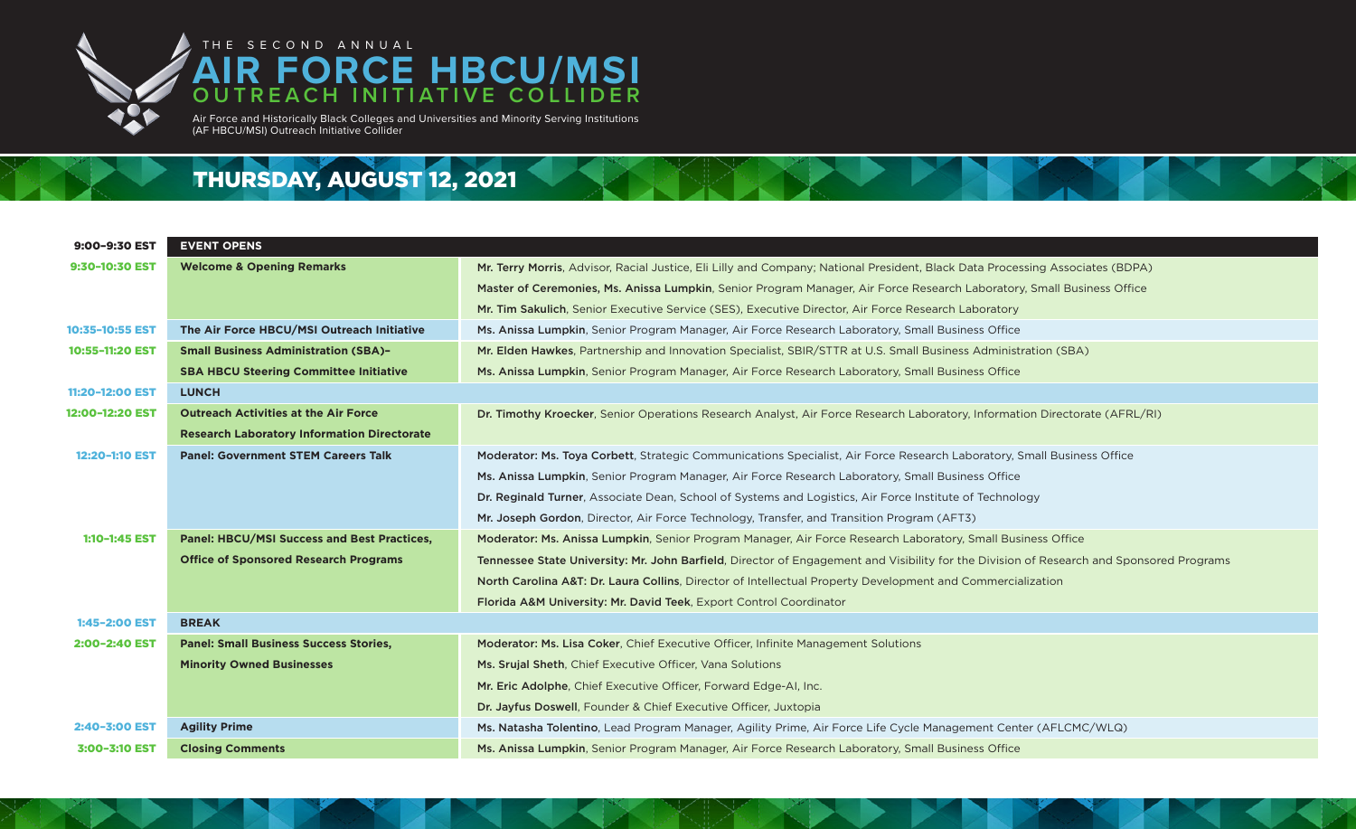# THE SECOND ANNUAL AIR FORCE HBCU/MSI OUTREACH INITIATIVE COLLIDER

Air Force and Historically Black Colleges and Universities and Minority Serving Institutions (AF HBCU/MSI) Outreach Initiative Collider

## THURSDAY, AUGUST 12, 2021

| Time | Session | Speakers |
|---|---|---|
| **9:00–9:30 EST** | **EVENT OPENS** | |
| **9:30–10:30 EST** | **Welcome & Opening Remarks** | **Mr. Terry Morris**, Advisor, Racial Justice, Eli Lilly and Company; National President, Black Data Processing Associates (BDPA) |
| | | **Master of Ceremonies, Ms. Anissa Lumpkin**, Senior Program Manager, Air Force Research Laboratory, Small Business Office |
| | | **Mr. Tim Sakulich**, Senior Executive Service (SES), Executive Director, Air Force Research Laboratory |
| **10:35–10:55 EST** | **The Air Force HBCU/MSI Outreach Initiative** | **Ms. Anissa Lumpkin**, Senior Program Manager, Air Force Research Laboratory, Small Business Office |
| **10:55–11:20 EST** | **Small Business Administration (SBA)– SBA HBCU Steering Committee Initiative** | **Mr. Elden Hawkes**, Partnership and Innovation Specialist, SBIR/STTR at U.S. Small Business Administration (SBA) |
| | | **Ms. Anissa Lumpkin**, Senior Program Manager, Air Force Research Laboratory, Small Business Office |
| **11:20–12:00 EST** | **LUNCH** | |
| **12:00–12:20 EST** | **Outreach Activities at the Air Force Research Laboratory Information Directorate** | **Dr. Timothy Kroecker**, Senior Operations Research Analyst, Air Force Research Laboratory, Information Directorate (AFRL/RI) |
| **12:20–1:10 EST** | **Panel: Government STEM Careers Talk** | **Moderator: Ms. Toya Corbett**, Strategic Communications Specialist, Air Force Research Laboratory, Small Business Office |
| | | **Ms. Anissa Lumpkin**, Senior Program Manager, Air Force Research Laboratory, Small Business Office |
| | | **Dr. Reginald Turner**, Associate Dean, School of Systems and Logistics, Air Force Institute of Technology |
| | | **Mr. Joseph Gordon**, Director, Air Force Technology, Transfer, and Transition Program (AFT3) |
| **1:10–1:45 EST** | **Panel: HBCU/MSI Success and Best Practices, Office of Sponsored Research Programs** | **Moderator: Ms. Anissa Lumpkin**, Senior Program Manager, Air Force Research Laboratory, Small Business Office |
| | | **Tennessee State University: Mr. John Barfield**, Director of Engagement and Visibility for the Division of Research and Sponsored Programs |
| | | **North Carolina A&T: Dr. Laura Collins**, Director of Intellectual Property Development and Commercialization |
| | | **Florida A&M University: Mr. David Teek**, Export Control Coordinator |
| **1:45–2:00 EST** | **BREAK** | |
| **2:00–2:40 EST** | **Panel: Small Business Success Stories, Minority Owned Businesses** | **Moderator: Ms. Lisa Coker**, Chief Executive Officer, Infinite Management Solutions |
| | | **Ms. Srujal Sheth**, Chief Executive Officer, Vana Solutions |
| | | **Mr. Eric Adolphe**, Chief Executive Officer, Forward Edge-AI, Inc. |
| | | **Dr. Jayfus Doswell**, Founder & Chief Executive Officer, Juxtopia |
| **2:40–3:00 EST** | **Agility Prime** | **Ms. Natasha Tolentino**, Lead Program Manager, Agility Prime, Air Force Life Cycle Management Center (AFLCMC/WLQ) |
| **3:00–3:10 EST** | **Closing Comments** | **Ms. Anissa Lumpkin**, Senior Program Manager, Air Force Research Laboratory, Small Business Office |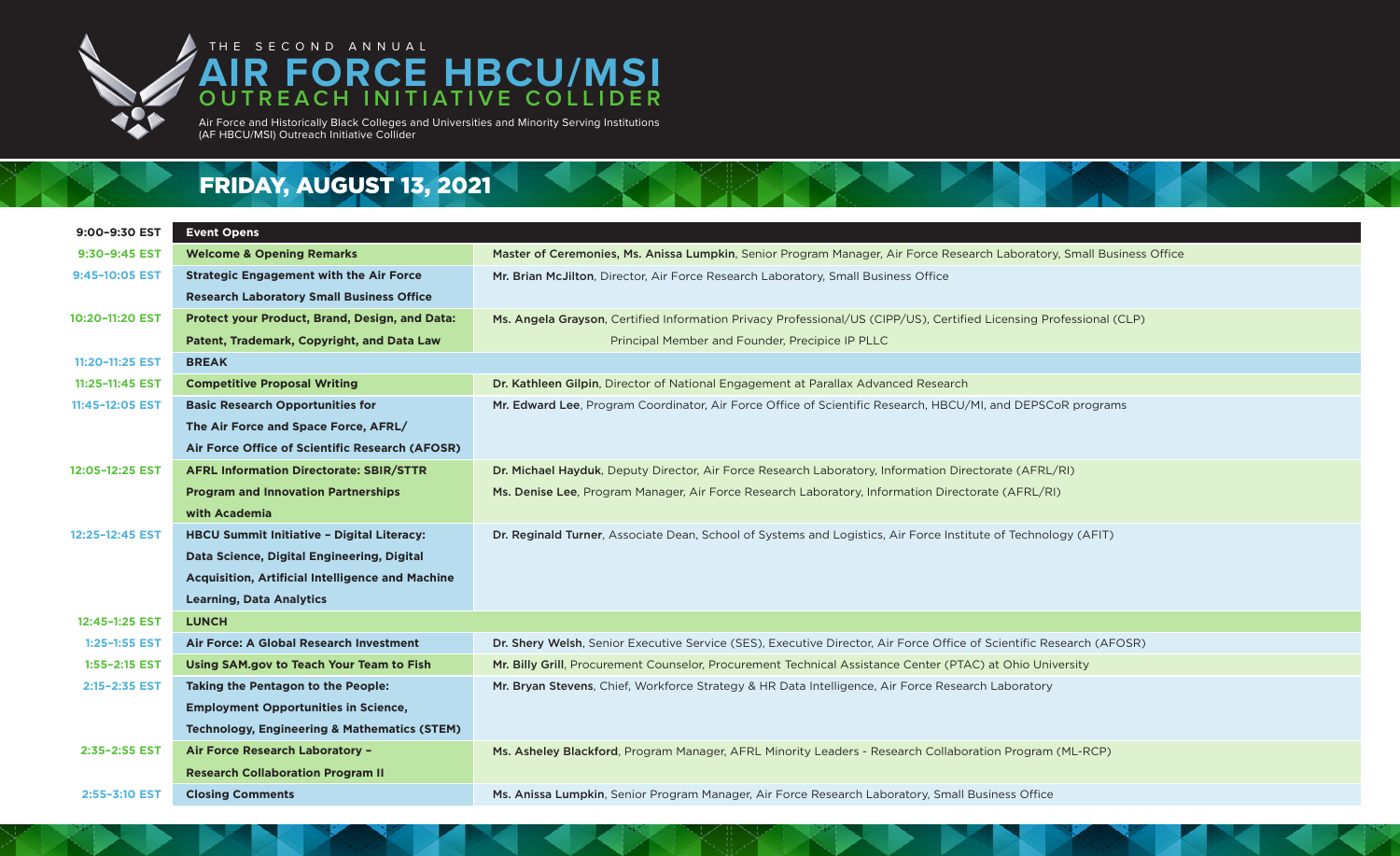THE SECOND ANNUAL

# AIR FORCE HBCU/MSI OUTREACH INITIATIVE COLLIDER

Air Force and Historically Black Colleges and Universities and Minority Serving Institutions (AF HBCU/MSI) Outreach Initiative Collider

## FRIDAY, AUGUST 13, 2021

| | | |
|---|---|---|
| 9:00–9:30 EST | **Event Opens** | |
| 9:30–9:45 EST | **Welcome & Opening Remarks** | **Master of Ceremonies, Ms. Anissa Lumpkin**, Senior Program Manager, Air Force Research Laboratory, Small Business Office |
| 9:45–10:05 EST | **Strategic Engagement with the Air Force Research Laboratory Small Business Office** | **Mr. Brian McJilton**, Director, Air Force Research Laboratory, Small Business Office |
| 10:20–11:20 EST | **Protect your Product, Brand, Design, and Data: Patent, Trademark, Copyright, and Data Law** | **Ms. Angela Grayson**, Certified Information Privacy Professional/US (CIPP/US), Certified Licensing Professional (CLP) Principal Member and Founder, Precipice IP PLLC |
| 11:20–11:25 EST | **BREAK** | |
| 11:25–11:45 EST | **Competitive Proposal Writing** | **Dr. Kathleen Gilpin**, Director of National Engagement at Parallax Advanced Research |
| 11:45–12:05 EST | **Basic Research Opportunities for The Air Force and Space Force, AFRL/ Air Force Office of Scientific Research (AFOSR)** | **Mr. Edward Lee**, Program Coordinator, Air Force Office of Scientific Research, HBCU/MI, and DEPSCoR programs |
| 12:05–12:25 EST | **AFRL Information Directorate: SBIR/STTR Program and Innovation Partnerships with Academia** | **Dr. Michael Hayduk**, Deputy Director, Air Force Research Laboratory, Information Directorate (AFRL/RI)<br>**Ms. Denise Lee**, Program Manager, Air Force Research Laboratory, Information Directorate (AFRL/RI) |
| 12:25–12:45 EST | **HBCU Summit Initiative – Digital Literacy: Data Science, Digital Engineering, Digital Acquisition, Artificial Intelligence and Machine Learning, Data Analytics** | **Dr. Reginald Turner**, Associate Dean, School of Systems and Logistics, Air Force Institute of Technology (AFIT) |
| 12:45–1:25 EST | **LUNCH** | |
| 1:25–1:55 EST | **Air Force: A Global Research Investment** | **Dr. Shery Welsh**, Senior Executive Service (SES), Executive Director, Air Force Office of Scientific Research (AFOSR) |
| 1:55–2:15 EST | **Using SAM.gov to Teach Your Team to Fish** | **Mr. Billy Grill**, Procurement Counselor, Procurement Technical Assistance Center (PTAC) at Ohio University |
| 2:15–2:35 EST | **Taking the Pentagon to the People: Employment Opportunities in Science, Technology, Engineering & Mathematics (STEM)** | **Mr. Bryan Stevens**, Chief, Workforce Strategy & HR Data Intelligence, Air Force Research Laboratory |
| 2:35–2:55 EST | **Air Force Research Laboratory – Research Collaboration Program II** | **Ms. Asheley Blackford**, Program Manager, AFRL Minority Leaders - Research Collaboration Program (ML-RCP) |
| 2:55–3:10 EST | **Closing Comments** | **Ms. Anissa Lumpkin**, Senior Program Manager, Air Force Research Laboratory, Small Business Office |